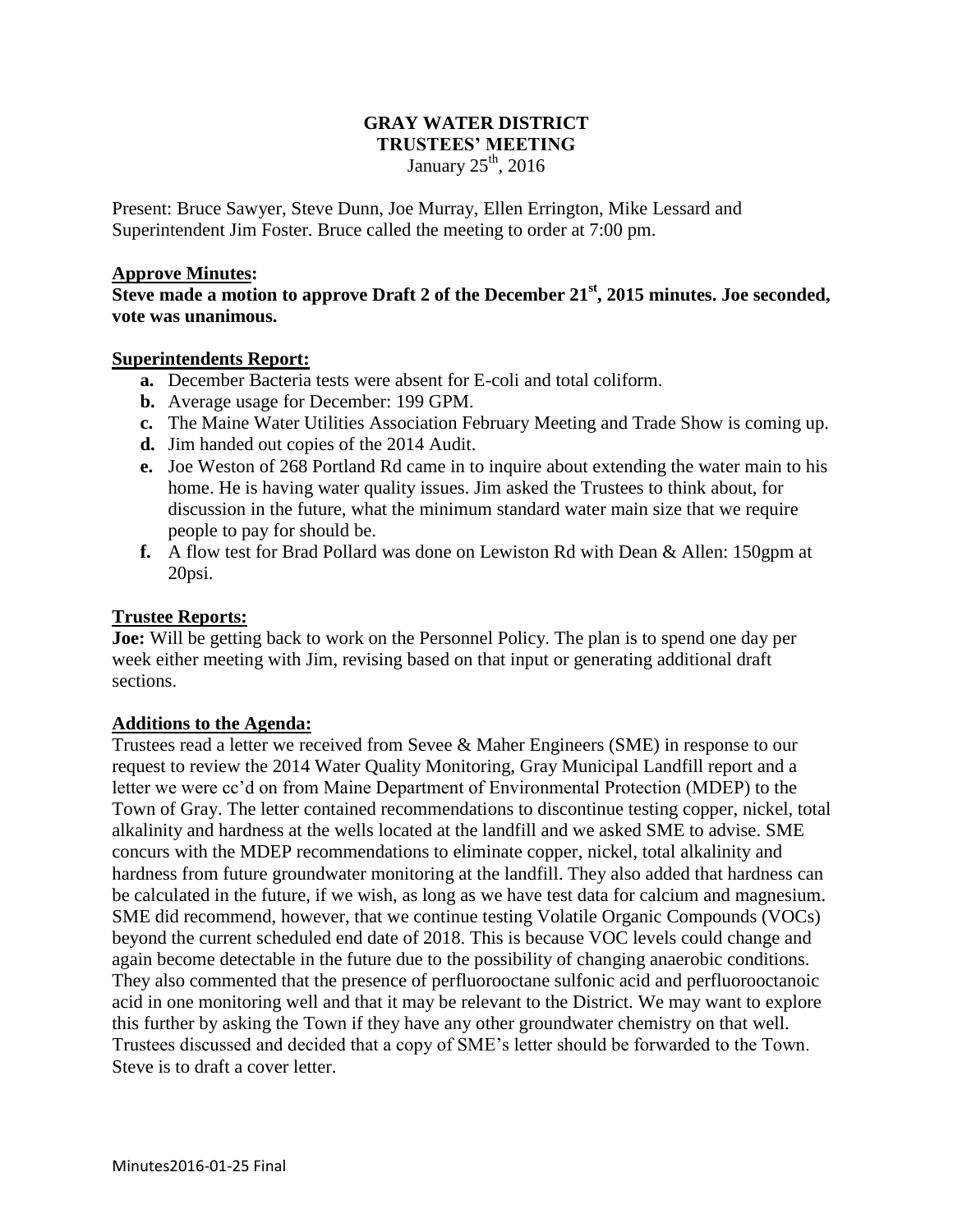# GRAY WATER DISTRICT
## TRUSTEES' MEETING
January 25th, 2016

Present: Bruce Sawyer, Steve Dunn, Joe Murray, Ellen Errington, Mike Lessard and Superintendent Jim Foster. Bruce called the meeting to order at 7:00 pm.

**Approve Minutes:**

**Steve made a motion to approve Draft 2 of the December 21st, 2015 minutes. Joe seconded, vote was unanimous.**

**Superintendents Report:**

- **a.** December Bacteria tests were absent for E-coli and total coliform.
- **b.** Average usage for December: 199 GPM.
- **c.** The Maine Water Utilities Association February Meeting and Trade Show is coming up.
- **d.** Jim handed out copies of the 2014 Audit.
- **e.** Joe Weston of 268 Portland Rd came in to inquire about extending the water main to his home. He is having water quality issues. Jim asked the Trustees to think about, for discussion in the future, what the minimum standard water main size that we require people to pay for should be.
- **f.** A flow test for Brad Pollard was done on Lewiston Rd with Dean & Allen: 150gpm at 20psi.

**Trustee Reports:**

**Joe:** Will be getting back to work on the Personnel Policy. The plan is to spend one day per week either meeting with Jim, revising based on that input or generating additional draft sections.

**Additions to the Agenda:**

Trustees read a letter we received from Sevee & Maher Engineers (SME) in response to our request to review the 2014 Water Quality Monitoring, Gray Municipal Landfill report and a letter we were cc'd on from Maine Department of Environmental Protection (MDEP) to the Town of Gray. The letter contained recommendations to discontinue testing copper, nickel, total alkalinity and hardness at the wells located at the landfill and we asked SME to advise. SME concurs with the MDEP recommendations to eliminate copper, nickel, total alkalinity and hardness from future groundwater monitoring at the landfill. They also added that hardness can be calculated in the future, if we wish, as long as we have test data for calcium and magnesium. SME did recommend, however, that we continue testing Volatile Organic Compounds (VOCs) beyond the current scheduled end date of 2018. This is because VOC levels could change and again become detectable in the future due to the possibility of changing anaerobic conditions. They also commented that the presence of perfluorooctane sulfonic acid and perfluorooctanoic acid in one monitoring well and that it may be relevant to the District. We may want to explore this further by asking the Town if they have any other groundwater chemistry on that well. Trustees discussed and decided that a copy of SME's letter should be forwarded to the Town. Steve is to draft a cover letter.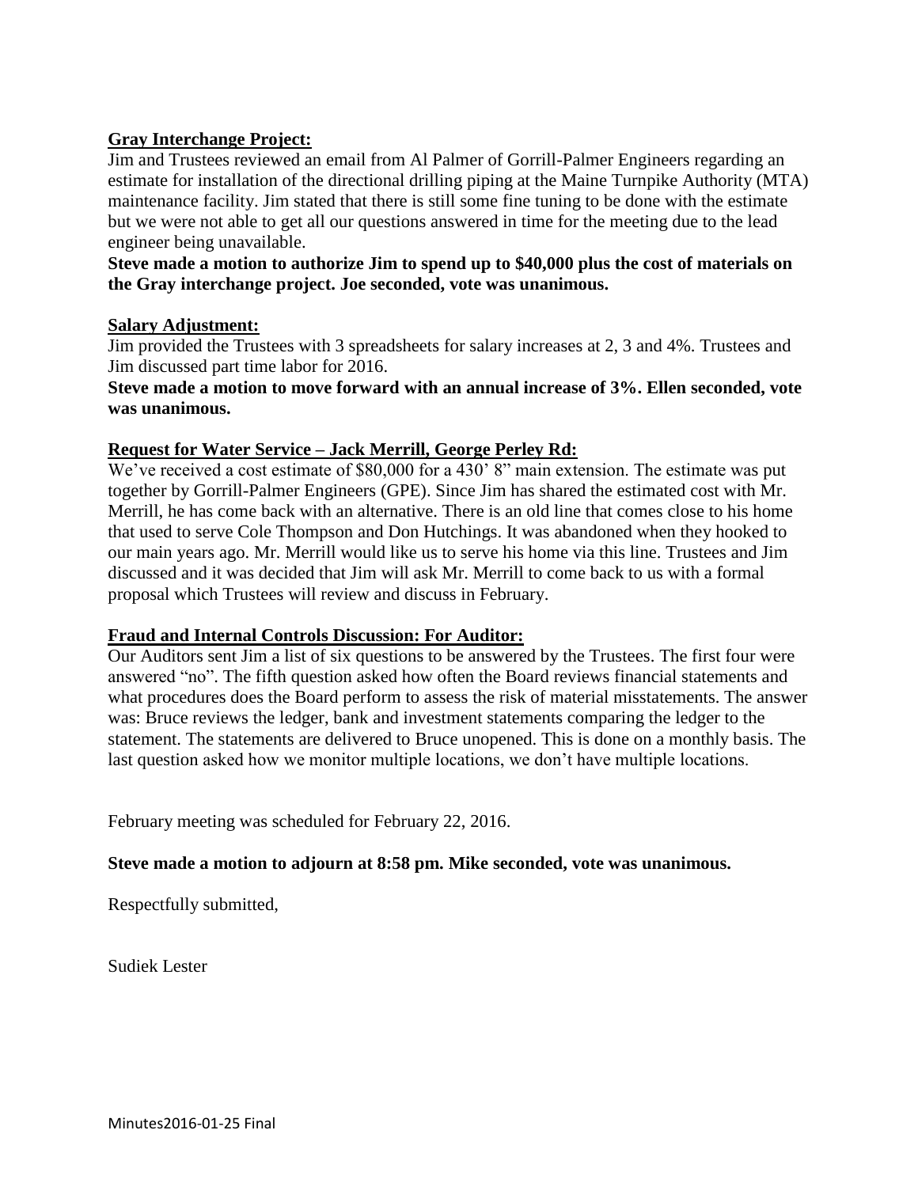**Gray Interchange Project:**

Jim and Trustees reviewed an email from Al Palmer of Gorrill-Palmer Engineers regarding an estimate for installation of the directional drilling piping at the Maine Turnpike Authority (MTA) maintenance facility. Jim stated that there is still some fine tuning to be done with the estimate but we were not able to get all our questions answered in time for the meeting due to the lead engineer being unavailable.

**Steve made a motion to authorize Jim to spend up to $40,000 plus the cost of materials on the Gray interchange project. Joe seconded, vote was unanimous.**

**Salary Adjustment:**

Jim provided the Trustees with 3 spreadsheets for salary increases at 2, 3 and 4%. Trustees and Jim discussed part time labor for 2016.

**Steve made a motion to move forward with an annual increase of 3%. Ellen seconded, vote was unanimous.**

**Request for Water Service – Jack Merrill, George Perley Rd:**

We've received a cost estimate of $80,000 for a 430' 8" main extension. The estimate was put together by Gorrill-Palmer Engineers (GPE). Since Jim has shared the estimated cost with Mr. Merrill, he has come back with an alternative. There is an old line that comes close to his home that used to serve Cole Thompson and Don Hutchings. It was abandoned when they hooked to our main years ago. Mr. Merrill would like us to serve his home via this line. Trustees and Jim discussed and it was decided that Jim will ask Mr. Merrill to come back to us with a formal proposal which Trustees will review and discuss in February.

**Fraud and Internal Controls Discussion: For Auditor:**

Our Auditors sent Jim a list of six questions to be answered by the Trustees. The first four were answered "no". The fifth question asked how often the Board reviews financial statements and what procedures does the Board perform to assess the risk of material misstatements. The answer was: Bruce reviews the ledger, bank and investment statements comparing the ledger to the statement. The statements are delivered to Bruce unopened. This is done on a monthly basis. The last question asked how we monitor multiple locations, we don't have multiple locations.

February meeting was scheduled for February 22, 2016.

**Steve made a motion to adjourn at 8:58 pm. Mike seconded, vote was unanimous.**

Respectfully submitted,

Sudiek Lester